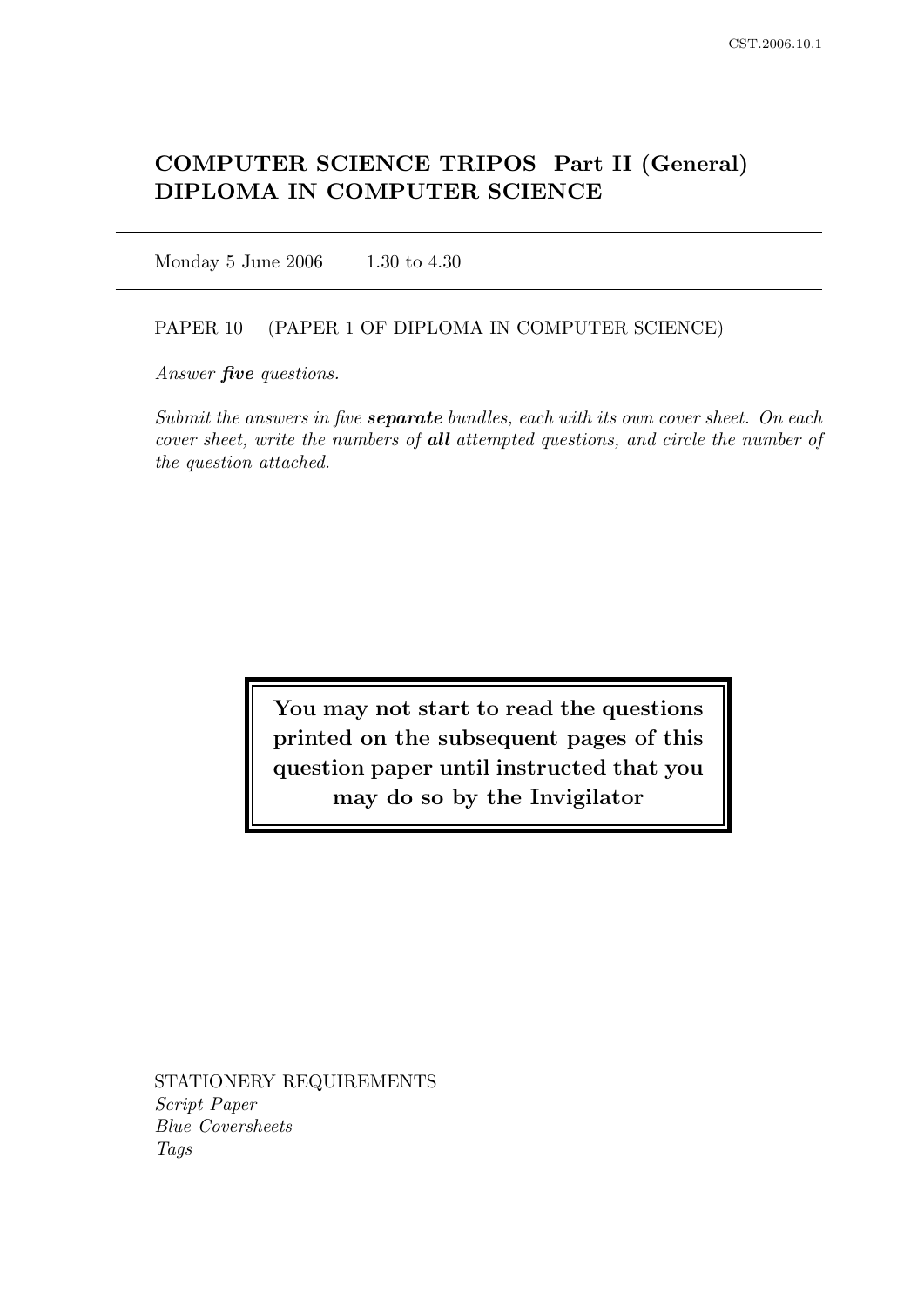# COMPUTER SCIENCE TRIPOS Part II (General)
# DIPLOMA IN COMPUTER SCIENCE

---

Monday 5 June 2006 1.30 to 4.30

---

PAPER 10 (PAPER 1 OF DIPLOMA IN COMPUTER SCIENCE)

*Answer **five** questions.*

*Submit the answers in five **separate** bundles, each with its own cover sheet. On each cover sheet, write the numbers of **all** attempted questions, and circle the number of the question attached.*

**You may not start to read the questions printed on the subsequent pages of this question paper until instructed that you may do so by the Invigilator**

STATIONERY REQUIREMENTS
*Script Paper*
*Blue Coversheets*
*Tags*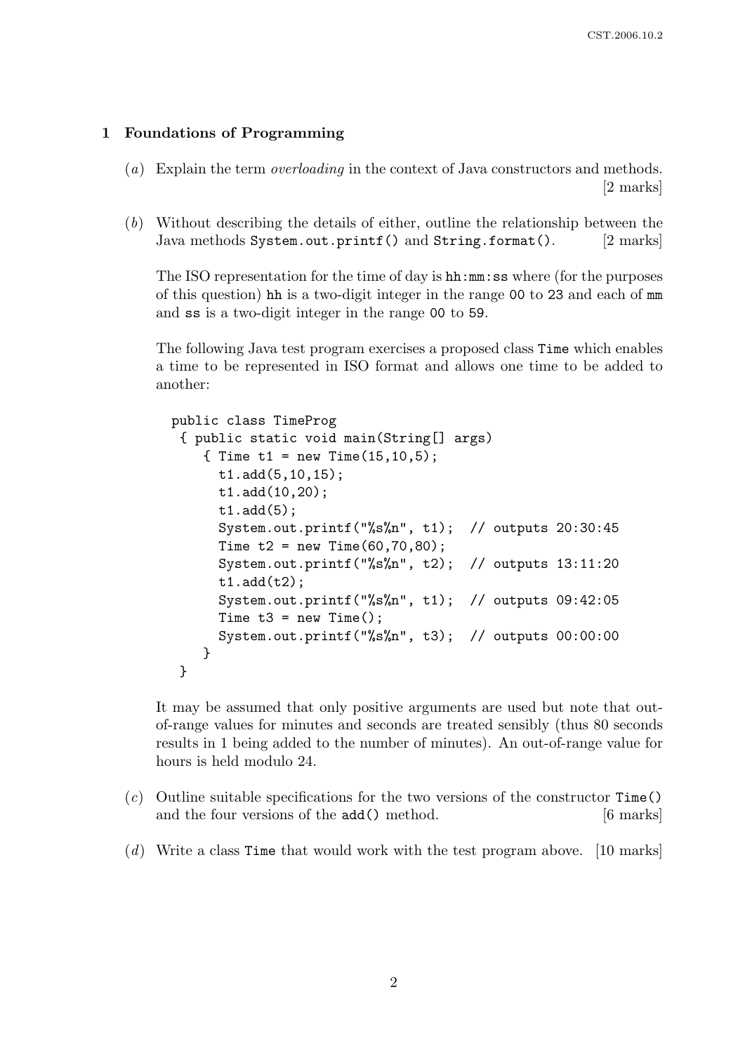## 1 Foundations of Programming

(*a*) Explain the term *overloading* in the context of Java constructors and methods. [2 marks]

(*b*) Without describing the details of either, outline the relationship between the Java methods `System.out.printf()` and `String.format()`. [2 marks]

The ISO representation for the time of day is `hh:mm:ss` where (for the purposes of this question) `hh` is a two-digit integer in the range `00` to `23` and each of `mm` and `ss` is a two-digit integer in the range `00` to `59`.

The following Java test program exercises a proposed class `Time` which enables a time to be represented in ISO format and allows one time to be added to another:

```
public class TimeProg
 { public static void main(String[] args)
    { Time t1 = new Time(15,10,5);
      t1.add(5,10,15);
      t1.add(10,20);
      t1.add(5);
      System.out.printf("%s%n", t1);  // outputs 20:30:45
      Time t2 = new Time(60,70,80);
      System.out.printf("%s%n", t2);  // outputs 13:11:20
      t1.add(t2);
      System.out.printf("%s%n", t1);  // outputs 09:42:05
      Time t3 = new Time();
      System.out.printf("%s%n", t3);  // outputs 00:00:00
    }
 }
```

It may be assumed that only positive arguments are used but note that out-of-range values for minutes and seconds are treated sensibly (thus 80 seconds results in 1 being added to the number of minutes). An out-of-range value for hours is held modulo 24.

(*c*) Outline suitable specifications for the two versions of the constructor `Time()` and the four versions of the `add()` method. [6 marks]

(*d*) Write a class `Time` that would work with the test program above. [10 marks]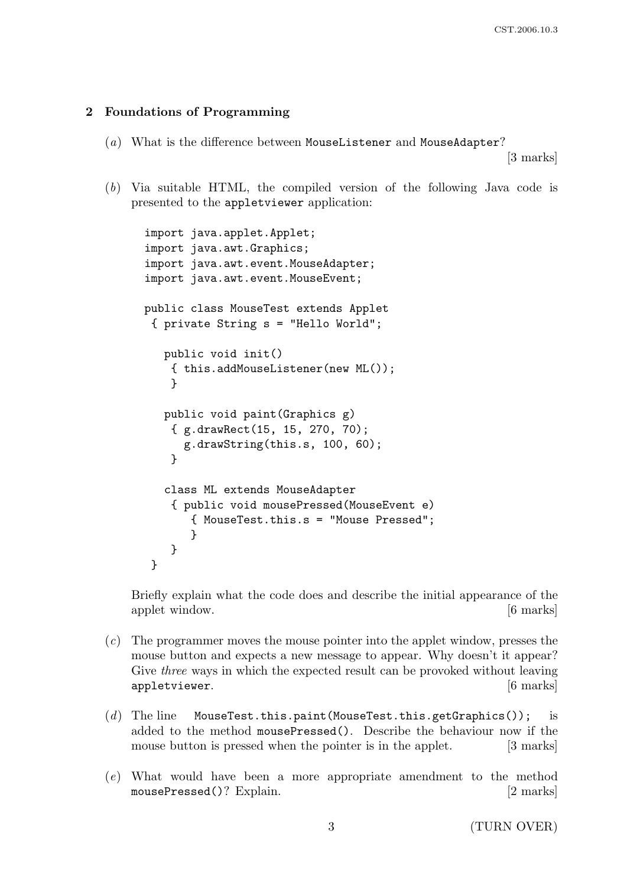## 2 Foundations of Programming

(*a*) What is the difference between MouseListener and MouseAdapter? [3 marks]

(*b*) Via suitable HTML, the compiled version of the following Java code is presented to the appletviewer application:

```
import java.applet.Applet;
import java.awt.Graphics;
import java.awt.event.MouseAdapter;
import java.awt.event.MouseEvent;

public class MouseTest extends Applet
 { private String s = "Hello World";

   public void init()
    { this.addMouseListener(new ML());
    }

   public void paint(Graphics g)
    { g.drawRect(15, 15, 270, 70);
      g.drawString(this.s, 100, 60);
    }

   class ML extends MouseAdapter
    { public void mousePressed(MouseEvent e)
       { MouseTest.this.s = "Mouse Pressed";
       }
    }
 }
```

Briefly explain what the code does and describe the initial appearance of the applet window. [6 marks]

(*c*) The programmer moves the mouse pointer into the applet window, presses the mouse button and expects a new message to appear. Why doesn't it appear? Give *three* ways in which the expected result can be provoked without leaving appletviewer. [6 marks]

(*d*) The line `MouseTest.this.paint(MouseTest.this.getGraphics());` is added to the method `mousePressed()`. Describe the behaviour now if the mouse button is pressed when the pointer is in the applet. [3 marks]

(*e*) What would have been a more appropriate amendment to the method `mousePressed()`? Explain. [2 marks]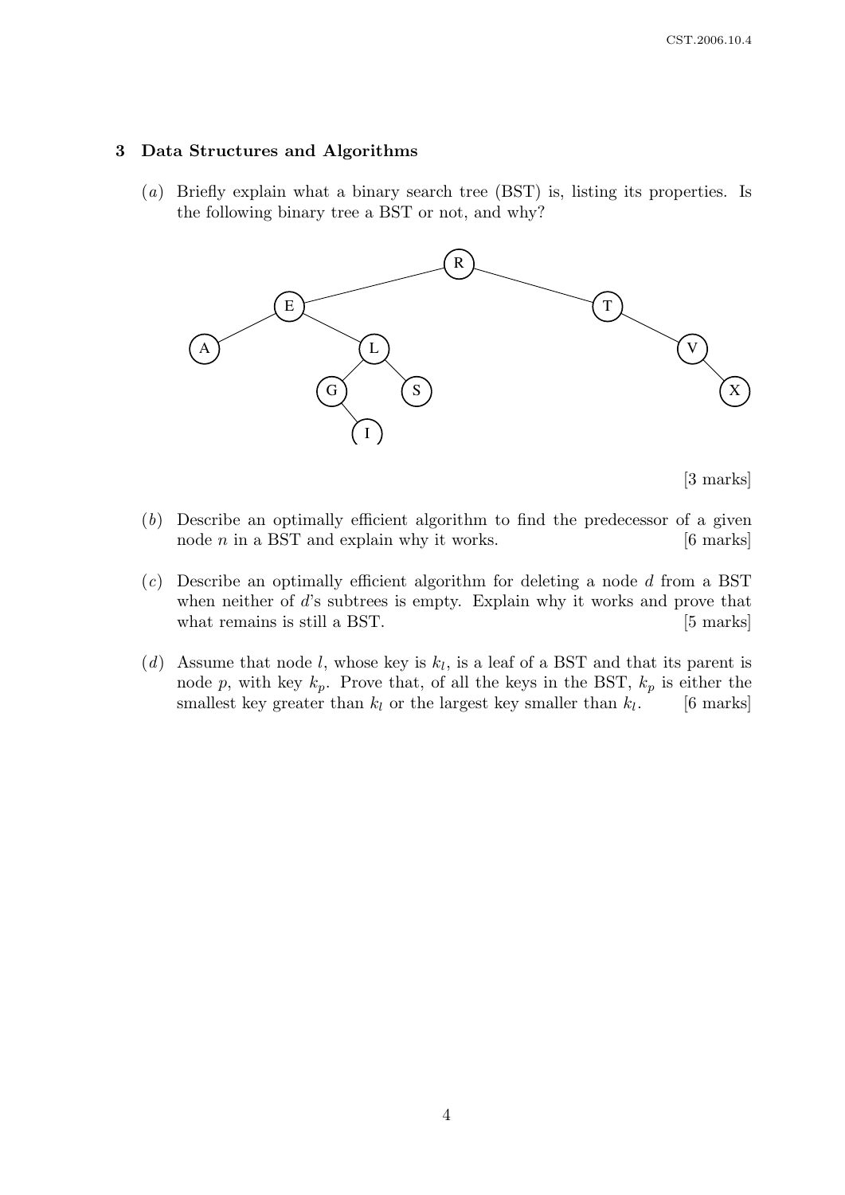## 3 Data Structures and Algorithms

(*a*) Briefly explain what a binary search tree (BST) is, listing its properties. Is the following binary tree a BST or not, and why?

[3 marks]

(*b*) Describe an optimally efficient algorithm to find the predecessor of a given node $n$ in a BST and explain why it works. [6 marks]

(*c*) Describe an optimally efficient algorithm for deleting a node $d$ from a BST when neither of $d$'s subtrees is empty. Explain why it works and prove that what remains is still a BST. [5 marks]

(*d*) Assume that node $l$, whose key is $k_l$, is a leaf of a BST and that its parent is node $p$, with key $k_p$. Prove that, of all the keys in the BST, $k_p$ is either the smallest key greater than $k_l$ or the largest key smaller than $k_l$. [6 marks]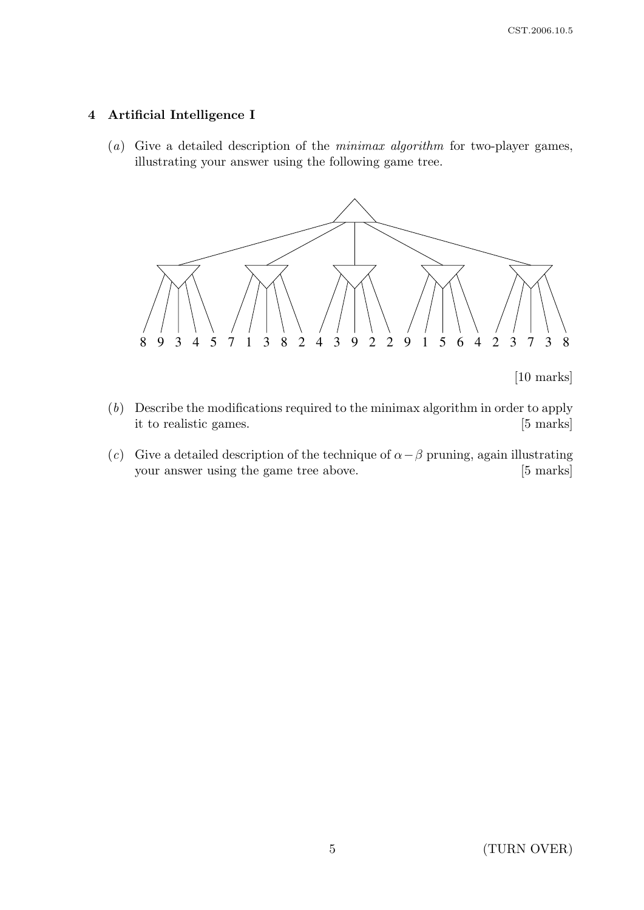## 4 Artificial Intelligence I

(*a*) Give a detailed description of the *minimax algorithm* for two-player games, illustrating your answer using the following game tree.

8 9 3 4 5 7 1 3 8 2 4 3 9 2 2 9 1 5 6 4 2 3 7 3 8

[10 marks]

(*b*) Describe the modifications required to the minimax algorithm in order to apply it to realistic games. [5 marks]

(*c*) Give a detailed description of the technique of $\alpha-\beta$ pruning, again illustrating your answer using the game tree above. [5 marks]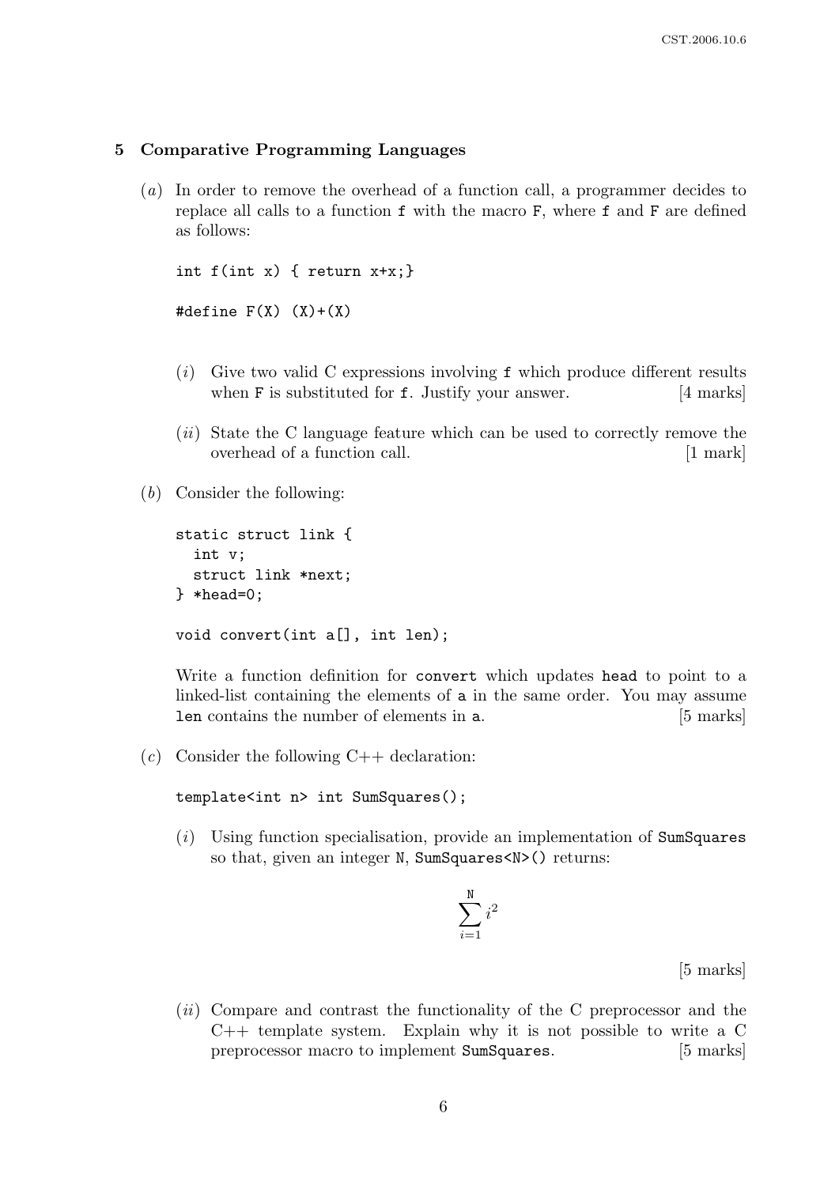## 5 Comparative Programming Languages

(*a*) In order to remove the overhead of a function call, a programmer decides to replace all calls to a function `f` with the macro `F`, where `f` and `F` are defined as follows:

```
int f(int x) { return x+x;}

#define F(X) (X)+(X)
```

(*i*) Give two valid C expressions involving `f` which produce different results when `F` is substituted for `f`. Justify your answer. [4 marks]

(*ii*) State the C language feature which can be used to correctly remove the overhead of a function call. [1 mark]

(*b*) Consider the following:

```
static struct link {
  int v;
  struct link *next;
} *head=0;

void convert(int a[], int len);
```

Write a function definition for `convert` which updates `head` to point to a linked-list containing the elements of `a` in the same order. You may assume `len` contains the number of elements in `a`. [5 marks]

(*c*) Consider the following C++ declaration:

```
template<int n> int SumSquares();
```

(*i*) Using function specialisation, provide an implementation of `SumSquares` so that, given an integer `N`, `SumSquares<N>()` returns:

$$\sum_{i=1}^{\mathtt{N}} i^2$$

[5 marks]

(*ii*) Compare and contrast the functionality of the C preprocessor and the C++ template system. Explain why it is not possible to write a C preprocessor macro to implement `SumSquares`. [5 marks]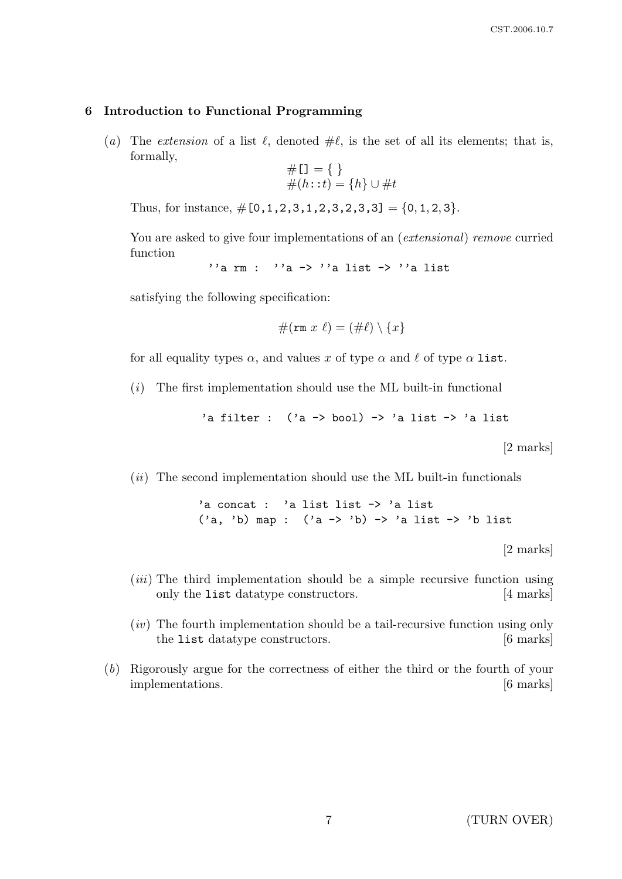## 6 Introduction to Functional Programming

(*a*) The *extension* of a list $\ell$, denoted $\#\ell$, is the set of all its elements; that is, formally,

$$\#[] = \{\,\}$$
$$\#(h::t) = \{h\} \cup \#t$$

Thus, for instance, $\#$`[0,1,2,3,1,2,3,2,3,3]` $= \{0, 1, 2, 3\}$.

You are asked to give four implementations of an (*extensional*) *remove* curried function

```
''a rm :  ''a -> ''a list -> ''a list
```

satisfying the following specification:

$$\#(\texttt{rm}\ x\ \ell) = (\#\ell) \setminus \{x\}$$

for all equality types $\alpha$, and values $x$ of type $\alpha$ and $\ell$ of type $\alpha$ `list`.

(*i*) The first implementation should use the ML built-in functional

```
'a filter :  ('a -> bool) -> 'a list -> 'a list
```

[2 marks]

(*ii*) The second implementation should use the ML built-in functionals

```
'a concat :  'a list list -> 'a list
('a, 'b) map :  ('a -> 'b) -> 'a list -> 'b list
```

[2 marks]

(*iii*) The third implementation should be a simple recursive function using only the `list` datatype constructors. [4 marks]

(*iv*) The fourth implementation should be a tail-recursive function using only the `list` datatype constructors. [6 marks]

(*b*) Rigorously argue for the correctness of either the third or the fourth of your implementations. [6 marks]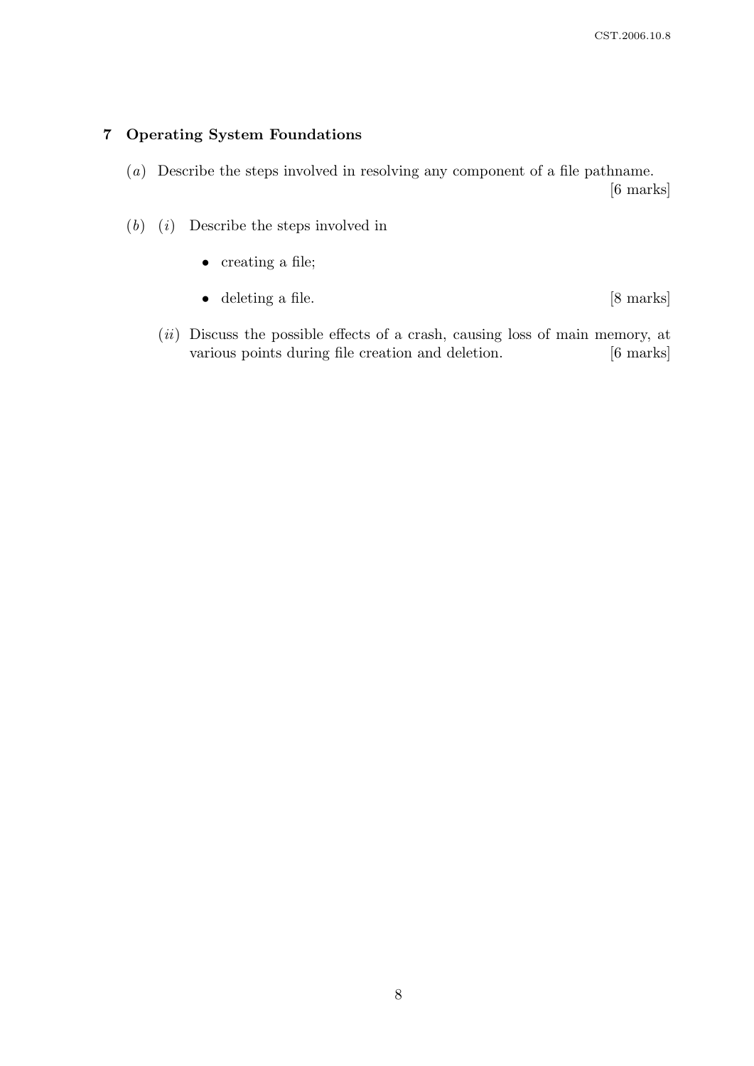## 7 Operating System Foundations

(*a*) Describe the steps involved in resolving any component of a file pathname. [6 marks]

(*b*) (*i*) Describe the steps involved in

- creating a file;
- deleting a file. [8 marks]

(*ii*) Discuss the possible effects of a crash, causing loss of main memory, at various points during file creation and deletion. [6 marks]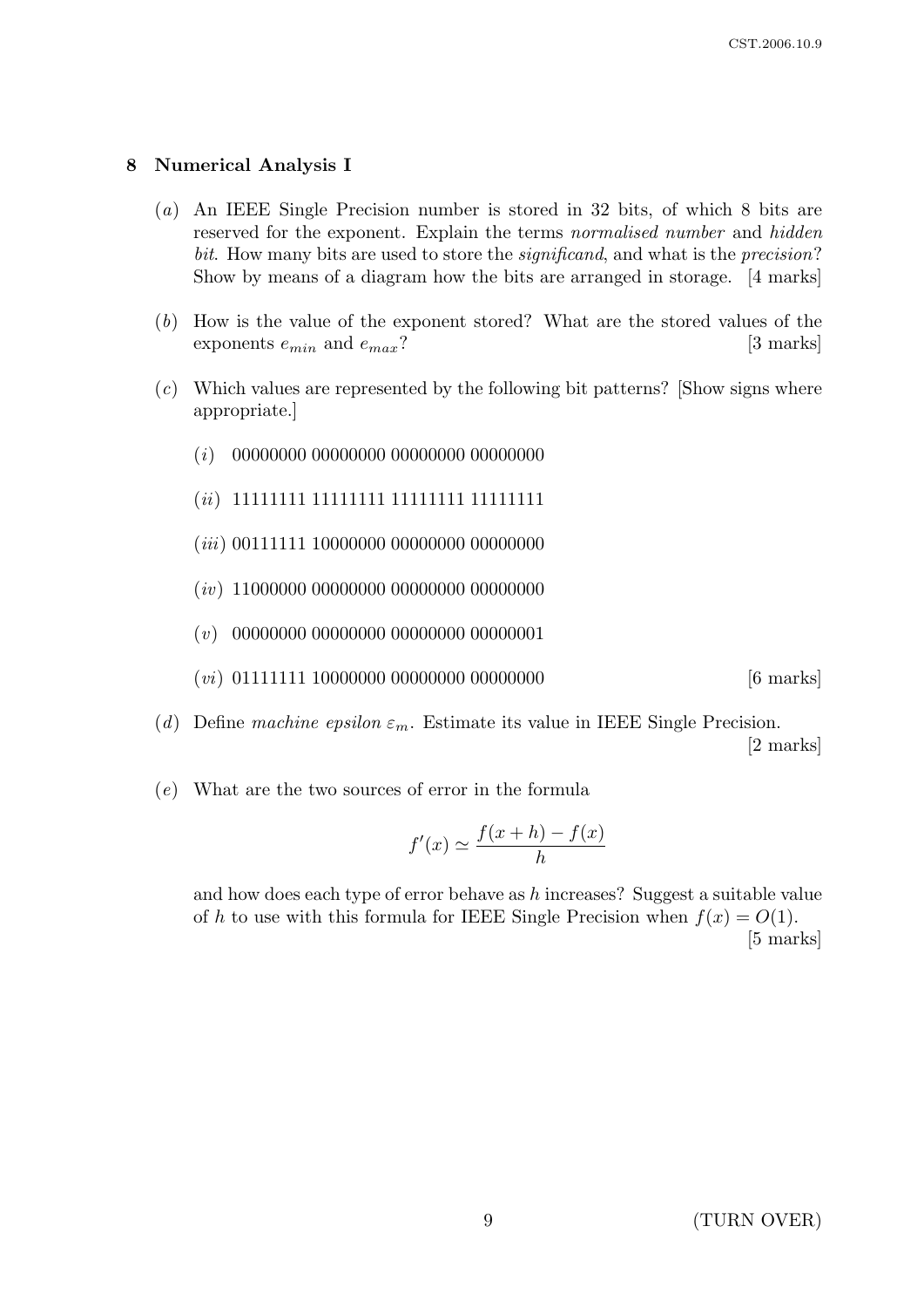## 8 Numerical Analysis I

(*a*) An IEEE Single Precision number is stored in 32 bits, of which 8 bits are reserved for the exponent. Explain the terms *normalised number* and *hidden bit*. How many bits are used to store the *significand*, and what is the *precision*? Show by means of a diagram how the bits are arranged in storage. [4 marks]

(*b*) How is the value of the exponent stored? What are the stored values of the exponents $e_{min}$ and $e_{max}$? [3 marks]

(*c*) Which values are represented by the following bit patterns? [Show signs where appropriate.]

(*i*) 00000000 00000000 00000000 00000000

(*ii*) 11111111 11111111 11111111 11111111

(*iii*) 00111111 10000000 00000000 00000000

(*iv*) 11000000 00000000 00000000 00000000

(*v*) 00000000 00000000 00000000 00000001

(*vi*) 01111111 10000000 00000000 00000000 [6 marks]

(*d*) Define *machine epsilon* $\varepsilon_m$. Estimate its value in IEEE Single Precision. [2 marks]

(*e*) What are the two sources of error in the formula

$$f'(x) \simeq \frac{f(x+h) - f(x)}{h}$$

and how does each type of error behave as $h$ increases? Suggest a suitable value of $h$ to use with this formula for IEEE Single Precision when $f(x) = O(1)$. [5 marks]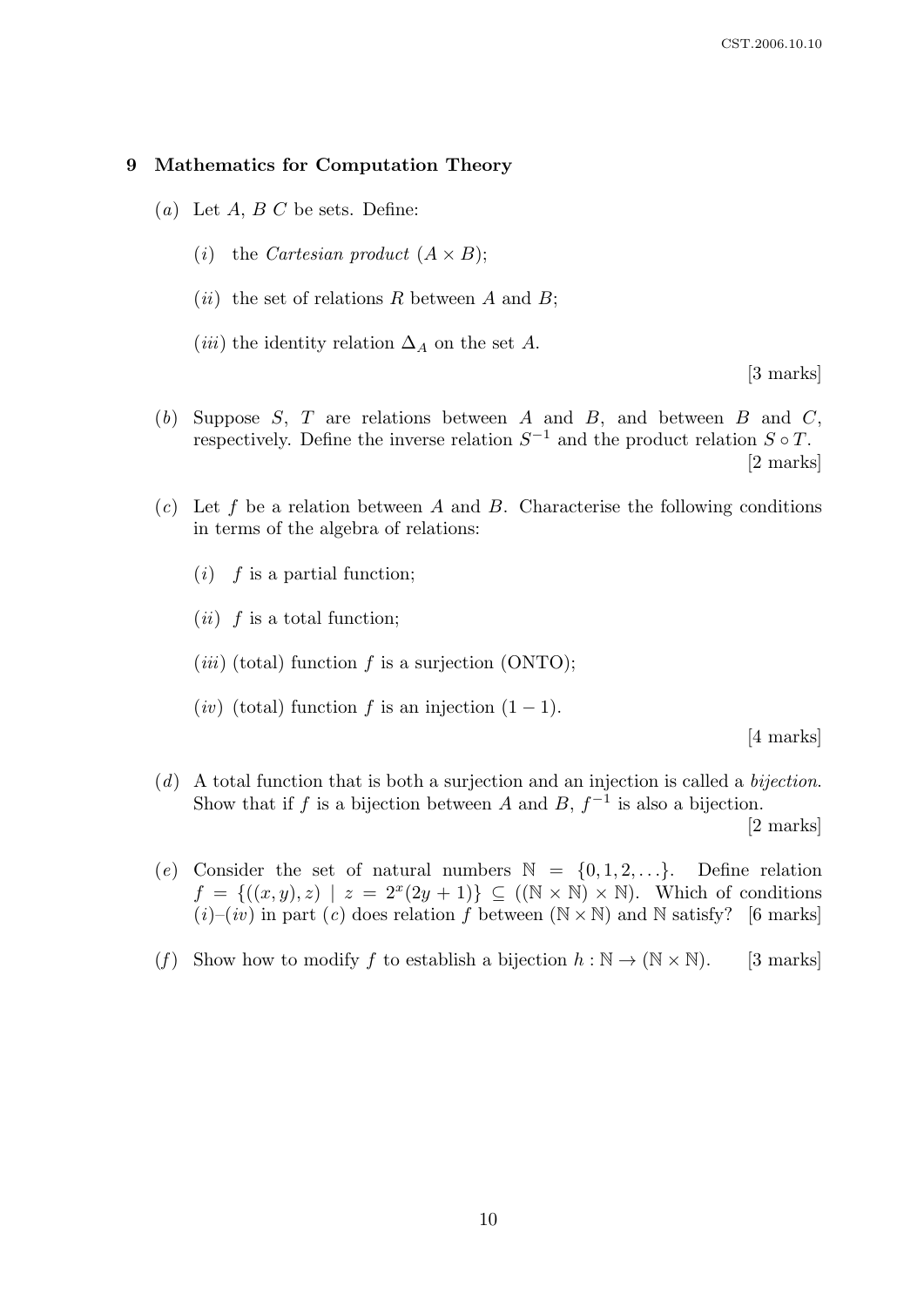## 9 Mathematics for Computation Theory

(*a*) Let $A$, $B$ $C$ be sets. Define:

(*i*) the *Cartesian product* $(A \times B)$;

(*ii*) the set of relations $R$ between $A$ and $B$;

(*iii*) the identity relation $\Delta_A$ on the set $A$.

[3 marks]

(*b*) Suppose $S$, $T$ are relations between $A$ and $B$, and between $B$ and $C$, respectively. Define the inverse relation $S^{-1}$ and the product relation $S \circ T$.

[2 marks]

(*c*) Let $f$ be a relation between $A$ and $B$. Characterise the following conditions in terms of the algebra of relations:

(*i*) $f$ is a partial function;

(*ii*) $f$ is a total function;

(*iii*) (total) function $f$ is a surjection (ONTO);

(*iv*) (total) function $f$ is an injection $(1-1)$.

[4 marks]

(*d*) A total function that is both a surjection and an injection is called a *bijection*. Show that if $f$ is a bijection between $A$ and $B$, $f^{-1}$ is also a bijection.

[2 marks]

(*e*) Consider the set of natural numbers $\mathbb{N} = \{0, 1, 2, \ldots\}$. Define relation $f = \{((x, y), z) \mid z = 2^x(2y + 1)\} \subseteq ((\mathbb{N} \times \mathbb{N}) \times \mathbb{N})$. Which of conditions (*i*)–(*iv*) in part (*c*) does relation $f$ between $(\mathbb{N} \times \mathbb{N})$ and $\mathbb{N}$ satisfy? [6 marks]

(*f*) Show how to modify $f$ to establish a bijection $h : \mathbb{N} \to (\mathbb{N} \times \mathbb{N})$. [3 marks]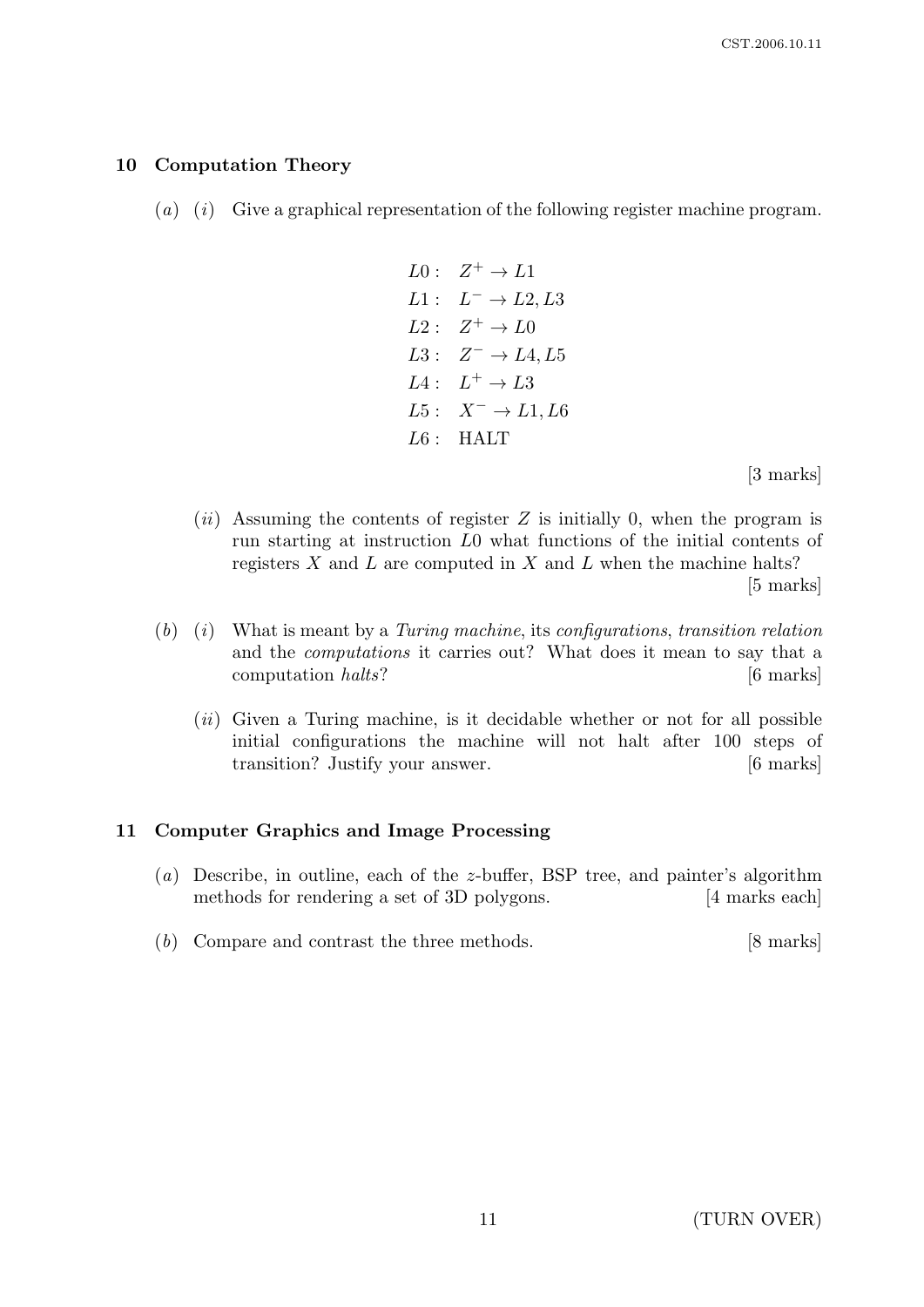## 10 Computation Theory

(*a*) (*i*) Give a graphical representation of the following register machine program.

$$
\begin{array}{ll}
L0: & Z^+ \to L1 \\
L1: & L^- \to L2, L3 \\
L2: & Z^+ \to L0 \\
L3: & Z^- \to L4, L5 \\
L4: & L^+ \to L3 \\
L5: & X^- \to L1, L6 \\
L6: & \text{HALT}
\end{array}
$$

[3 marks]

(*ii*) Assuming the contents of register $Z$ is initially 0, when the program is run starting at instruction $L0$ what functions of the initial contents of registers $X$ and $L$ are computed in $X$ and $L$ when the machine halts? [5 marks]

(*b*) (*i*) What is meant by a *Turing machine*, its *configurations*, *transition relation* and the *computations* it carries out? What does it mean to say that a computation *halts*? [6 marks]

(*ii*) Given a Turing machine, is it decidable whether or not for all possible initial configurations the machine will not halt after 100 steps of transition? Justify your answer. [6 marks]

## 11 Computer Graphics and Image Processing

(*a*) Describe, in outline, each of the $z$-buffer, BSP tree, and painter's algorithm methods for rendering a set of 3D polygons. [4 marks each]

(*b*) Compare and contrast the three methods. [8 marks]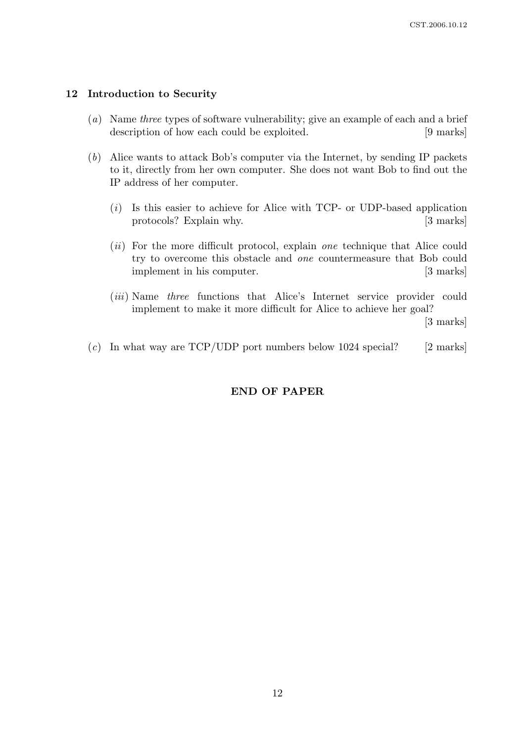## 12 Introduction to Security

(*a*) Name *three* types of software vulnerability; give an example of each and a brief description of how each could be exploited. [9 marks]

(*b*) Alice wants to attack Bob's computer via the Internet, by sending IP packets to it, directly from her own computer. She does not want Bob to find out the IP address of her computer.

(*i*) Is this easier to achieve for Alice with TCP- or UDP-based application protocols? Explain why. [3 marks]

(*ii*) For the more difficult protocol, explain *one* technique that Alice could try to overcome this obstacle and *one* countermeasure that Bob could implement in his computer. [3 marks]

(*iii*) Name *three* functions that Alice's Internet service provider could implement to make it more difficult for Alice to achieve her goal? [3 marks]

(*c*) In what way are TCP/UDP port numbers below 1024 special? [2 marks]

**END OF PAPER**